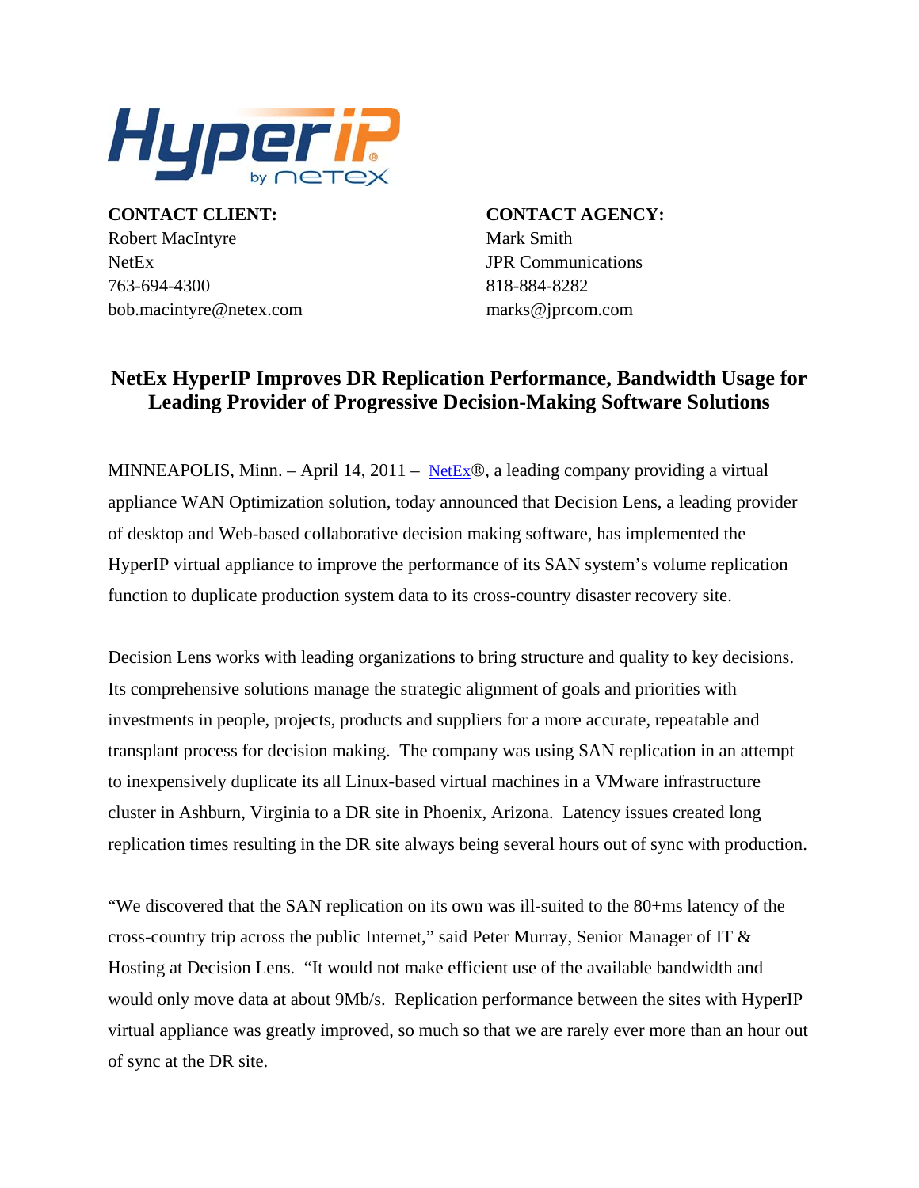**CONTACT CLIENT:**
Robert MacIntyre
NetEx
763-694-4300
bob.macintyre@netex.com

**CONTACT AGENCY:**
Mark Smith
JPR Communications
818-884-8282
marks@jprcom.com

# NetEx HyperIP Improves DR Replication Performance, Bandwidth Usage for Leading Provider of Progressive Decision-Making Software Solutions

MINNEAPOLIS, Minn. – April 14, 2011 – NetEx®, a leading company providing a virtual appliance WAN Optimization solution, today announced that Decision Lens, a leading provider of desktop and Web-based collaborative decision making software, has implemented the HyperIP virtual appliance to improve the performance of its SAN system's volume replication function to duplicate production system data to its cross-country disaster recovery site.

Decision Lens works with leading organizations to bring structure and quality to key decisions. Its comprehensive solutions manage the strategic alignment of goals and priorities with investments in people, projects, products and suppliers for a more accurate, repeatable and transplant process for decision making. The company was using SAN replication in an attempt to inexpensively duplicate its all Linux-based virtual machines in a VMware infrastructure cluster in Ashburn, Virginia to a DR site in Phoenix, Arizona. Latency issues created long replication times resulting in the DR site always being several hours out of sync with production.

"We discovered that the SAN replication on its own was ill-suited to the 80+ms latency of the cross-country trip across the public Internet," said Peter Murray, Senior Manager of IT & Hosting at Decision Lens. "It would not make efficient use of the available bandwidth and would only move data at about 9Mb/s. Replication performance between the sites with HyperIP virtual appliance was greatly improved, so much so that we are rarely ever more than an hour out of sync at the DR site.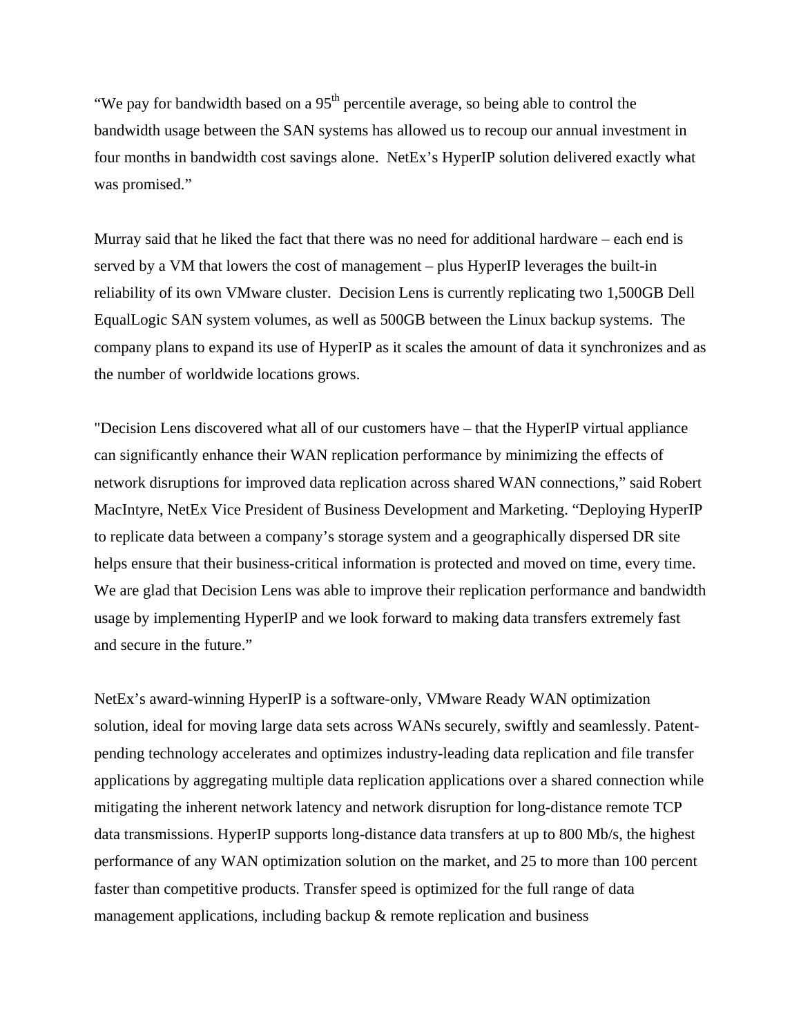"We pay for bandwidth based on a 95th percentile average, so being able to control the bandwidth usage between the SAN systems has allowed us to recoup our annual investment in four months in bandwidth cost savings alone.  NetEx's HyperIP solution delivered exactly what was promised."

Murray said that he liked the fact that there was no need for additional hardware – each end is served by a VM that lowers the cost of management – plus HyperIP leverages the built-in reliability of its own VMware cluster.  Decision Lens is currently replicating two 1,500GB Dell EqualLogic SAN system volumes, as well as 500GB between the Linux backup systems.  The company plans to expand its use of HyperIP as it scales the amount of data it synchronizes and as the number of worldwide locations grows.

"Decision Lens discovered what all of our customers have – that the HyperIP virtual appliance can significantly enhance their WAN replication performance by minimizing the effects of network disruptions for improved data replication across shared WAN connections," said Robert MacIntyre, NetEx Vice President of Business Development and Marketing. "Deploying HyperIP to replicate data between a company's storage system and a geographically dispersed DR site helps ensure that their business-critical information is protected and moved on time, every time. We are glad that Decision Lens was able to improve their replication performance and bandwidth usage by implementing HyperIP and we look forward to making data transfers extremely fast and secure in the future."

NetEx's award-winning HyperIP is a software-only, VMware Ready WAN optimization solution, ideal for moving large data sets across WANs securely, swiftly and seamlessly. Patent-pending technology accelerates and optimizes industry-leading data replication and file transfer applications by aggregating multiple data replication applications over a shared connection while mitigating the inherent network latency and network disruption for long-distance remote TCP data transmissions. HyperIP supports long-distance data transfers at up to 800 Mb/s, the highest performance of any WAN optimization solution on the market, and 25 to more than 100 percent faster than competitive products. Transfer speed is optimized for the full range of data management applications, including backup & remote replication and business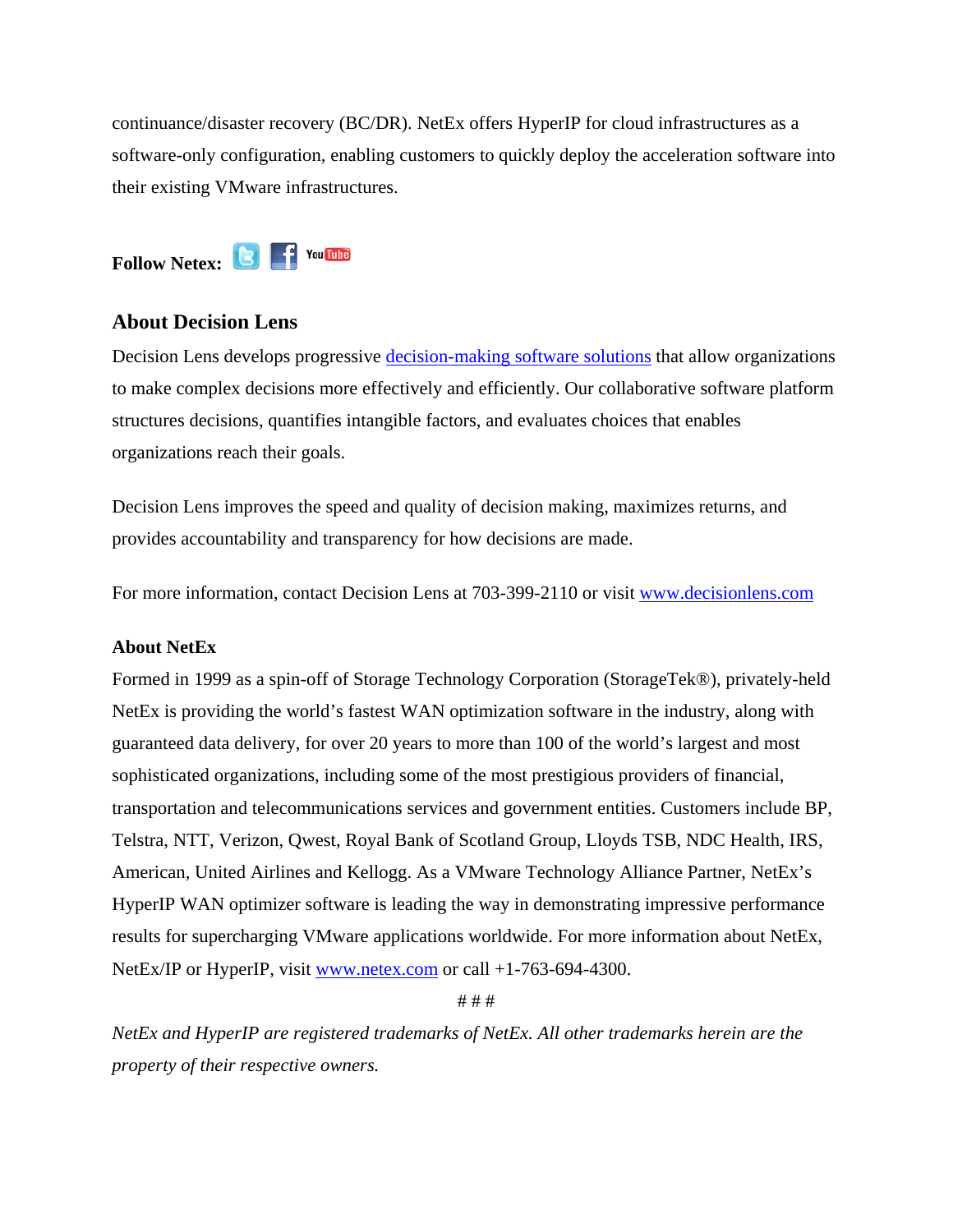continuance/disaster recovery (BC/DR). NetEx offers HyperIP for cloud infrastructures as a software-only configuration, enabling customers to quickly deploy the acceleration software into their existing VMware infrastructures.

**Follow Netex:**

## About Decision Lens

Decision Lens develops progressive decision-making software solutions that allow organizations to make complex decisions more effectively and efficiently. Our collaborative software platform structures decisions, quantifies intangible factors, and evaluates choices that enables organizations reach their goals.

Decision Lens improves the speed and quality of decision making, maximizes returns, and provides accountability and transparency for how decisions are made.

For more information, contact Decision Lens at 703-399-2110 or visit www.decisionlens.com

**About NetEx**

Formed in 1999 as a spin-off of Storage Technology Corporation (StorageTek®), privately-held NetEx is providing the world's fastest WAN optimization software in the industry, along with guaranteed data delivery, for over 20 years to more than 100 of the world's largest and most sophisticated organizations, including some of the most prestigious providers of financial, transportation and telecommunications services and government entities. Customers include BP, Telstra, NTT, Verizon, Qwest, Royal Bank of Scotland Group, Lloyds TSB, NDC Health, IRS, American, United Airlines and Kellogg. As a VMware Technology Alliance Partner, NetEx's HyperIP WAN optimizer software is leading the way in demonstrating impressive performance results for supercharging VMware applications worldwide. For more information about NetEx, NetEx/IP or HyperIP, visit www.netex.com or call +1-763-694-4300.

# # #

*NetEx and HyperIP are registered trademarks of NetEx. All other trademarks herein are the property of their respective owners.*